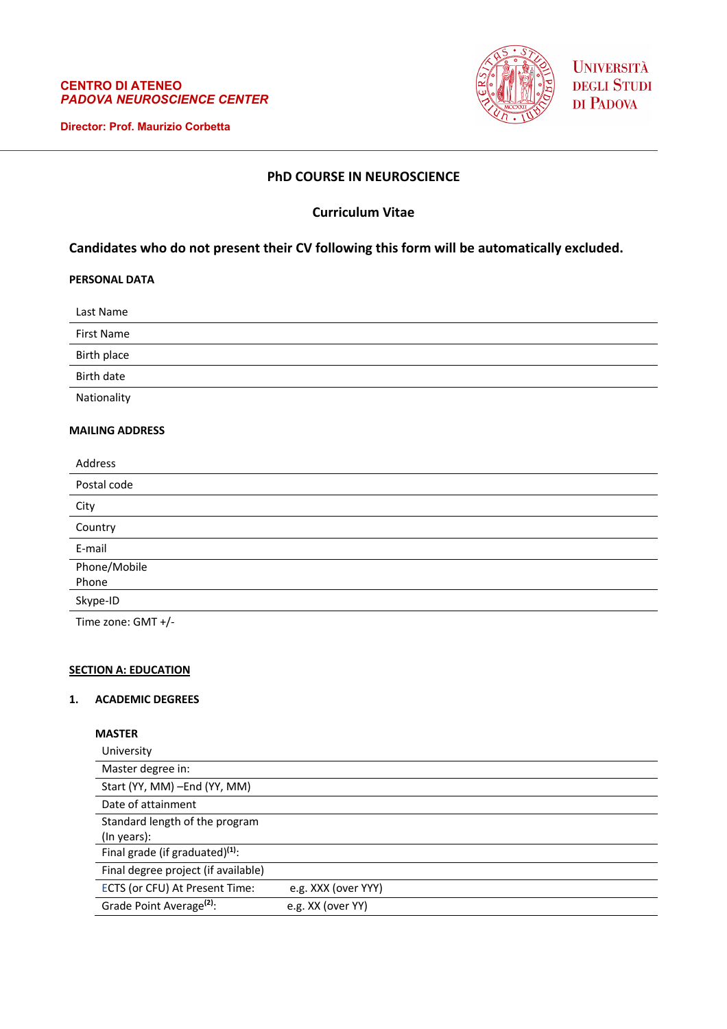**CENTRO DI ATENEO**
***PADOVA NEUROSCIENCE CENTER***

**Director: Prof. Maurizio Corbetta**

UNIVERSITÀ DEGLI STUDI DI PADOVA

## PhD COURSE IN NEUROSCIENCE

## Curriculum Vitae

**Candidates who do not present their CV following this form will be automatically excluded.**

### PERSONAL DATA

| | |
|---|---|
| Last Name | |
| First Name | |
| Birth place | |
| Birth date | |
| Nationality | |

### MAILING ADDRESS

| | |
|---|---|
| Address | |
| Postal code | |
| City | |
| Country | |
| E-mail | |
| Phone/Mobile Phone | |
| Skype-ID | |
| Time zone: GMT +/- | |

### SECTION A: EDUCATION

#### 1. ACADEMIC DEGREES

**MASTER**

| | |
|---|---|
| University | |
| Master degree in: | |
| Start (YY, MM) –End (YY, MM) | |
| Date of attainment | |
| Standard length of the program (In years): | |
| Final grade (if graduated)[(1)]: | |
| Final degree project (if available) | |
| ECTS (or CFU) At Present Time: | e.g. XXX (over YYY) |
| Grade Point Average[(2)]: | e.g. XX (over YY) |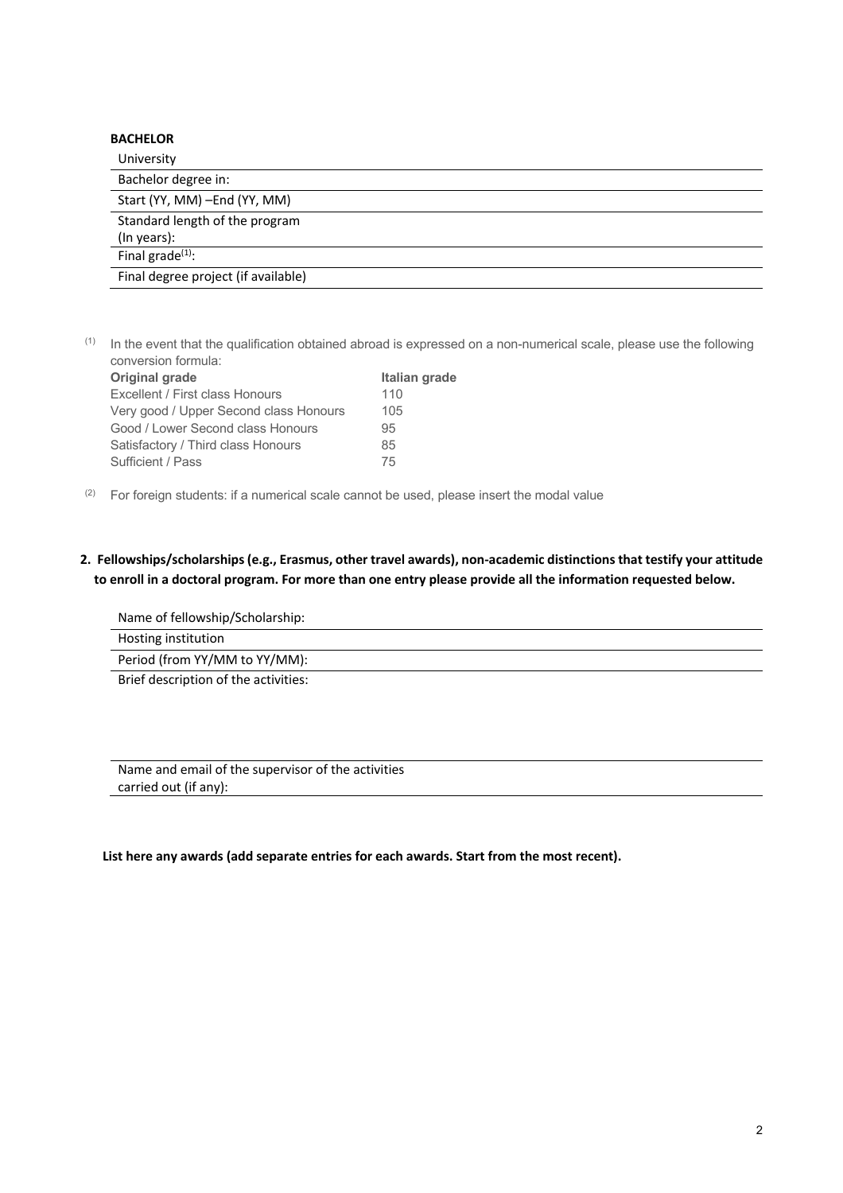**BACHELOR**

| University | |
|---|---|
| Bachelor degree in: | |
| Start (YY, MM) –End (YY, MM) | |
| Standard length of the program (In years): | |
| Final grade[(1)]: | |
| Final degree project (if available) | |

(1) In the event that the qualification obtained abroad is expressed on a non-numerical scale, please use the following conversion formula:

| Original grade | Italian grade |
|---|---|
| Excellent / First class Honours | 110 |
| Very good / Upper Second class Honours | 105 |
| Good / Lower Second class Honours | 95 |
| Satisfactory / Third class Honours | 85 |
| Sufficient / Pass | 75 |

(2) For foreign students: if a numerical scale cannot be used, please insert the modal value

**2. Fellowships/scholarships (e.g., Erasmus, other travel awards), non-academic distinctions that testify your attitude to enroll in a doctoral program. For more than one entry please provide all the information requested below.**

| Name of fellowship/Scholarship: | |
|---|---|
| Hosting institution | |
| Period (from YY/MM to YY/MM): | |
| Brief description of the activities: | |
| Name and email of the supervisor of the activities carried out (if any): | |

**List here any awards (add separate entries for each awards. Start from the most recent).**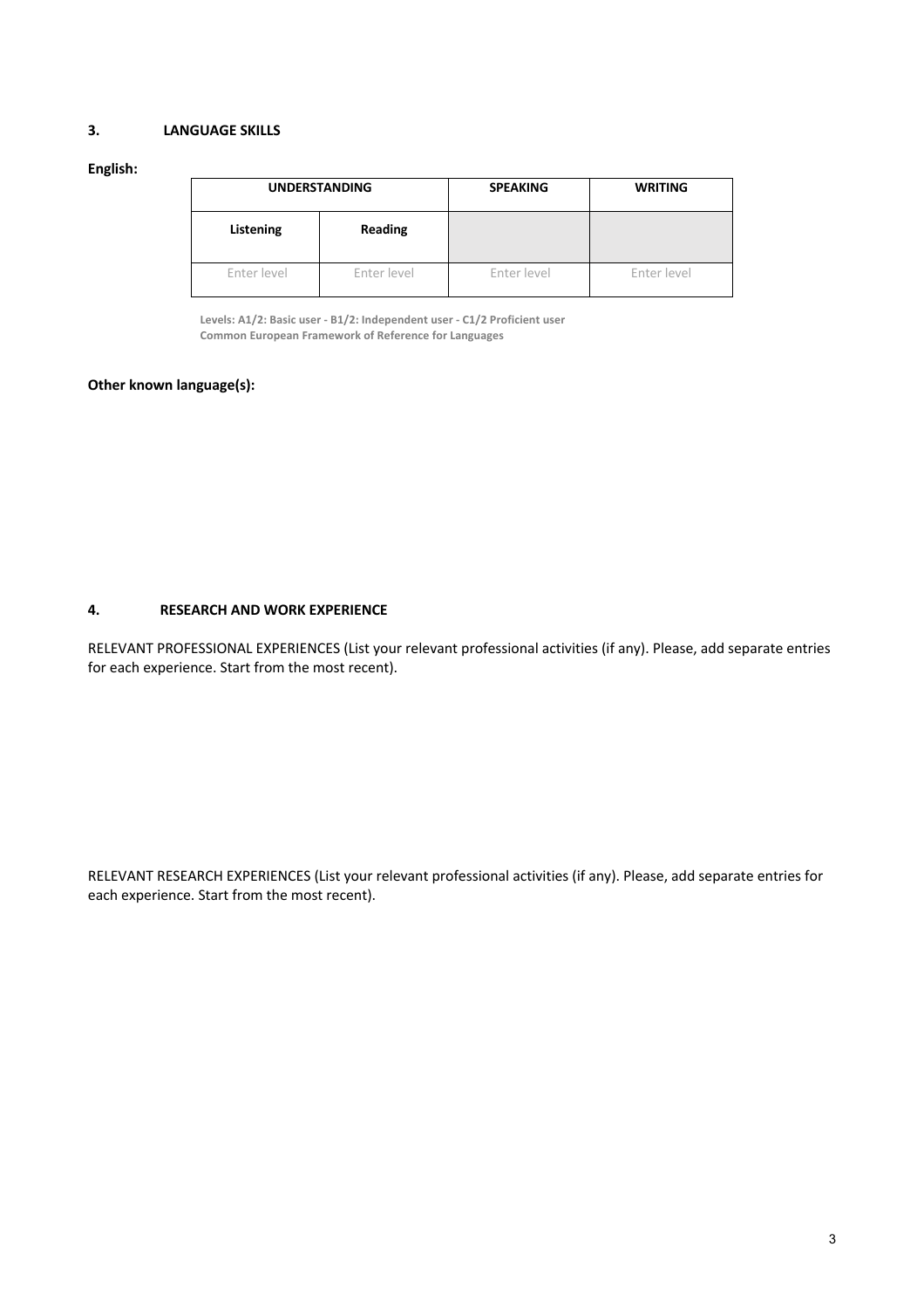### 3. LANGUAGE SKILLS

**English:**

| UNDERSTANDING | | SPEAKING | WRITING |
|---|---|---|---|
| **Listening** | **Reading** | | |
| Enter level | Enter level | Enter level | Enter level |

Levels: A1/2: Basic user - B1/2: Independent user - C1/2 Proficient user
Common European Framework of Reference for Languages

**Other known language(s):**

### 4. RESEARCH AND WORK EXPERIENCE

RELEVANT PROFESSIONAL EXPERIENCES (List your relevant professional activities (if any). Please, add separate entries for each experience. Start from the most recent).

RELEVANT RESEARCH EXPERIENCES (List your relevant professional activities (if any). Please, add separate entries for each experience. Start from the most recent).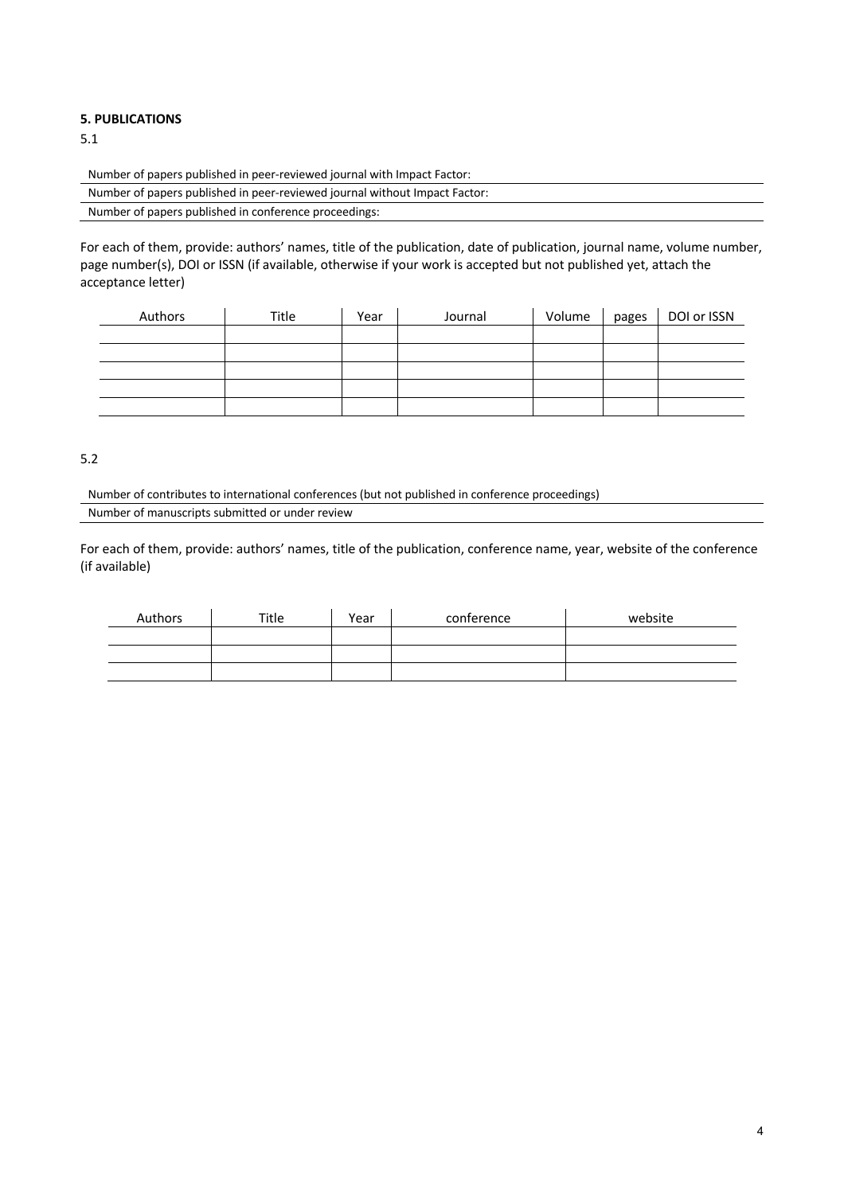**5. PUBLICATIONS**

5.1

Number of papers published in peer-reviewed journal with Impact Factor:

Number of papers published in peer-reviewed journal without Impact Factor:

Number of papers published in conference proceedings:

For each of them, provide: authors' names, title of the publication, date of publication, journal name, volume number, page number(s), DOI or ISSN (if available, otherwise if your work is accepted but not published yet, attach the acceptance letter)

| Authors | Title | Year | Journal | Volume | pages | DOI or ISSN |
|---|---|---|---|---|---|---|
| | | | | | | |
| | | | | | | |
| | | | | | | |
| | | | | | | |
| | | | | | | |

5.2

Number of contributes to international conferences (but not published in conference proceedings)

Number of manuscripts submitted or under review

For each of them, provide: authors' names, title of the publication, conference name, year, website of the conference (if available)

| Authors | Title | Year | conference | website |
|---|---|---|---|---|
| | | | | |
| | | | | |
| | | | | |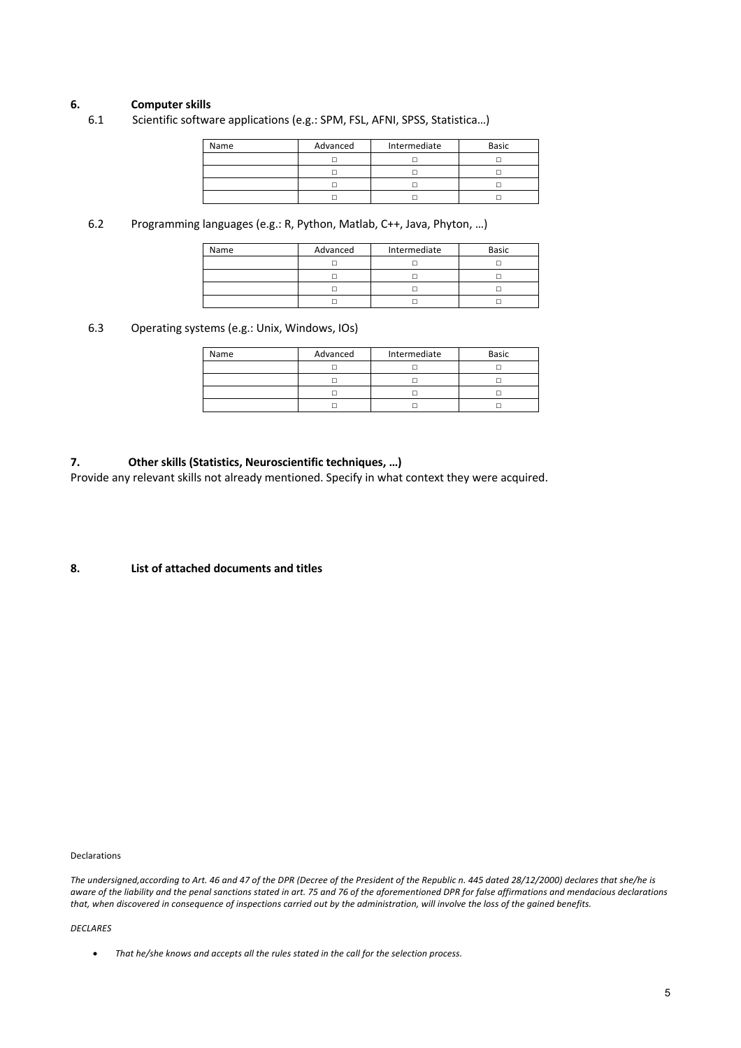## 6. Computer skills

6.1 Scientific software applications (e.g.: SPM, FSL, AFNI, SPSS, Statistica…)

| Name | Advanced | Intermediate | Basic |
|---|---|---|---|
| | □ | □ | □ |
| | □ | □ | □ |
| | □ | □ | □ |
| | □ | □ | □ |

6.2 Programming languages (e.g.: R, Python, Matlab, C++, Java, Phyton, …)

| Name | Advanced | Intermediate | Basic |
|---|---|---|---|
| | □ | □ | □ |
| | □ | □ | □ |
| | □ | □ | □ |
| | □ | □ | □ |

6.3 Operating systems (e.g.: Unix, Windows, IOs)

| Name | Advanced | Intermediate | Basic |
|---|---|---|---|
| | □ | □ | □ |
| | □ | □ | □ |
| | □ | □ | □ |
| | □ | □ | □ |

## 7. Other skills (Statistics, Neuroscientific techniques, …)

Provide any relevant skills not already mentioned. Specify in what context they were acquired.

## 8. List of attached documents and titles

Declarations

*The undersigned,according to Art. 46 and 47 of the DPR (Decree of the President of the Republic n. 445 dated 28/12/2000) declares that she/he is aware of the liability and the penal sanctions stated in art. 75 and 76 of the aforementioned DPR for false affirmations and mendacious declarations that, when discovered in consequence of inspections carried out by the administration, will involve the loss of the gained benefits.*

*DECLARES*

- *That he/she knows and accepts all the rules stated in the call for the selection process.*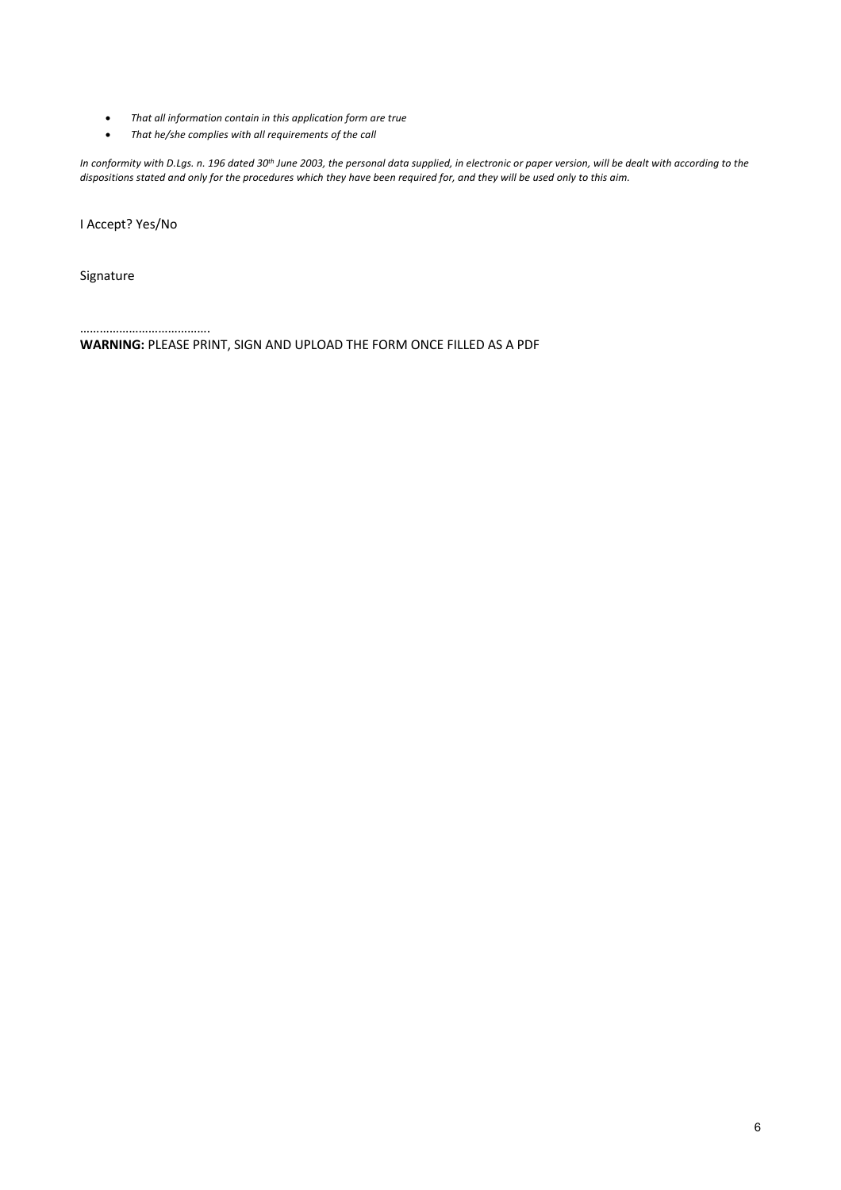- *That all information contain in this application form are true*
- *That he/she complies with all requirements of the call*

*In conformity with D.Lgs. n. 196 dated 30th June 2003, the personal data supplied, in electronic or paper version, will be dealt with according to the dispositions stated and only for the procedures which they have been required for, and they will be used only to this aim.*

I Accept? Yes/No

Signature

…………………………………

**WARNING:** PLEASE PRINT, SIGN AND UPLOAD THE FORM ONCE FILLED AS A PDF